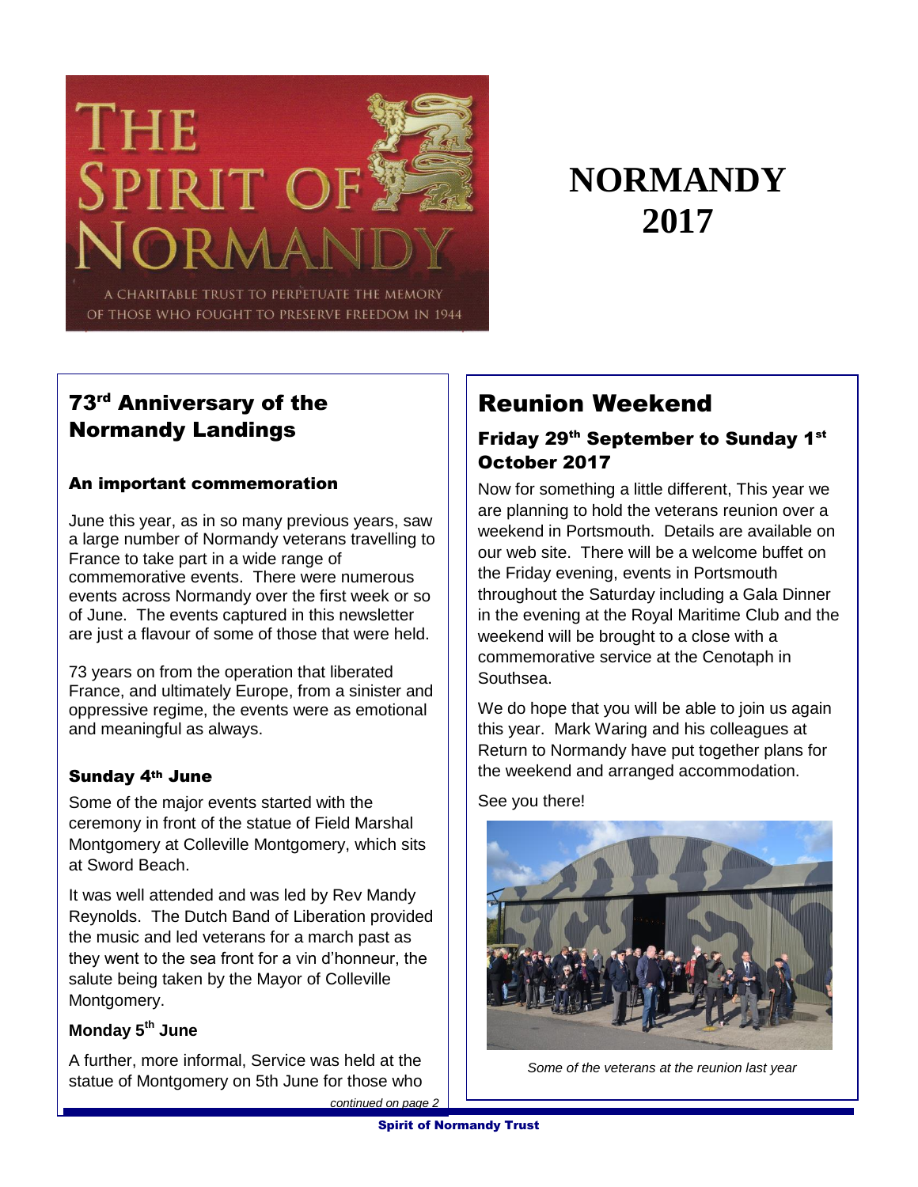THE SPIRIT OF NORMANDY

A CHARITABLE TRUST TO PERPETUATE THE MEMORY OF THOSE WHO FOUGHT TO PRESERVE FREEDOM IN 1944

# NORMANDY 2017

## 73rd Anniversary of the Normandy Landings

### An important commemoration

June this year, as in so many previous years, saw a large number of Normandy veterans travelling to France to take part in a wide range of commemorative events. There were numerous events across Normandy over the first week or so of June. The events captured in this newsletter are just a flavour of some of those that were held.

73 years on from the operation that liberated France, and ultimately Europe, from a sinister and oppressive regime, the events were as emotional and meaningful as always.

### Sunday 4th June

Some of the major events started with the ceremony in front of the statue of Field Marshal Montgomery at Colleville Montgomery, which sits at Sword Beach.

It was well attended and was led by Rev Mandy Reynolds. The Dutch Band of Liberation provided the music and led veterans for a march past as they went to the sea front for a vin d'honneur, the salute being taken by the Mayor of Colleville Montgomery.

### Monday 5th June

A further, more informal, Service was held at the statue of Montgomery on 5th June for those who

*continued on page 2*

## Reunion Weekend

### Friday 29th September to Sunday 1st October 2017

Now for something a little different, This year we are planning to hold the veterans reunion over a weekend in Portsmouth. Details are available on our web site. There will be a welcome buffet on the Friday evening, events in Portsmouth throughout the Saturday including a Gala Dinner in the evening at the Royal Maritime Club and the weekend will be brought to a close with a commemorative service at the Cenotaph in Southsea.

We do hope that you will be able to join us again this year. Mark Waring and his colleagues at Return to Normandy have put together plans for the weekend and arranged accommodation.

See you there!

*Some of the veterans at the reunion last year*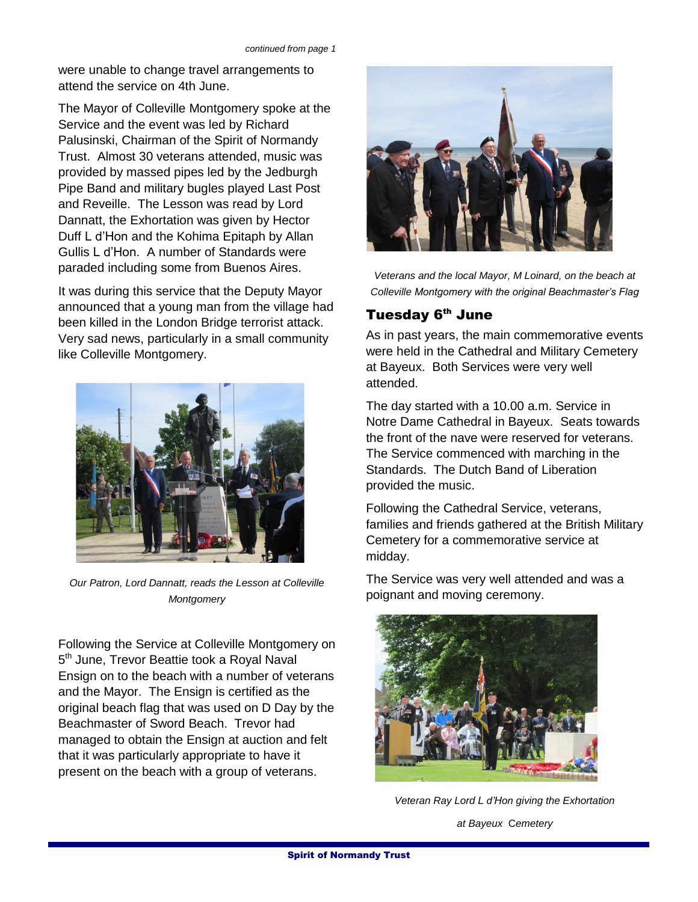*continued from page 1*

were unable to change travel arrangements to attend the service on 4th June.

The Mayor of Colleville Montgomery spoke at the Service and the event was led by Richard Palusinski, Chairman of the Spirit of Normandy Trust. Almost 30 veterans attended, music was provided by massed pipes led by the Jedburgh Pipe Band and military bugles played Last Post and Reveille. The Lesson was read by Lord Dannatt, the Exhortation was given by Hector Duff L d'Hon and the Kohima Epitaph by Allan Gullis L d'Hon. A number of Standards were paraded including some from Buenos Aires.

It was during this service that the Deputy Mayor announced that a young man from the village had been killed in the London Bridge terrorist attack. Very sad news, particularly in a small community like Colleville Montgomery.

*Our Patron, Lord Dannatt, reads the Lesson at Colleville Montgomery*

Following the Service at Colleville Montgomery on 5th June, Trevor Beattie took a Royal Naval Ensign on to the beach with a number of veterans and the Mayor. The Ensign is certified as the original beach flag that was used on D Day by the Beachmaster of Sword Beach. Trevor had managed to obtain the Ensign at auction and felt that it was particularly appropriate to have it present on the beach with a group of veterans.

*Veterans and the local Mayor, M Loinard, on the beach at Colleville Montgomery with the original Beachmaster's Flag*

## Tuesday 6th June

As in past years, the main commemorative events were held in the Cathedral and Military Cemetery at Bayeux. Both Services were very well attended.

The day started with a 10.00 a.m. Service in Notre Dame Cathedral in Bayeux. Seats towards the front of the nave were reserved for veterans. The Service commenced with marching in the Standards. The Dutch Band of Liberation provided the music.

Following the Cathedral Service, veterans, families and friends gathered at the British Military Cemetery for a commemorative service at midday.

The Service was very well attended and was a poignant and moving ceremony.

*Veteran Ray Lord L d'Hon giving the Exhortation at Bayeux Cemetery*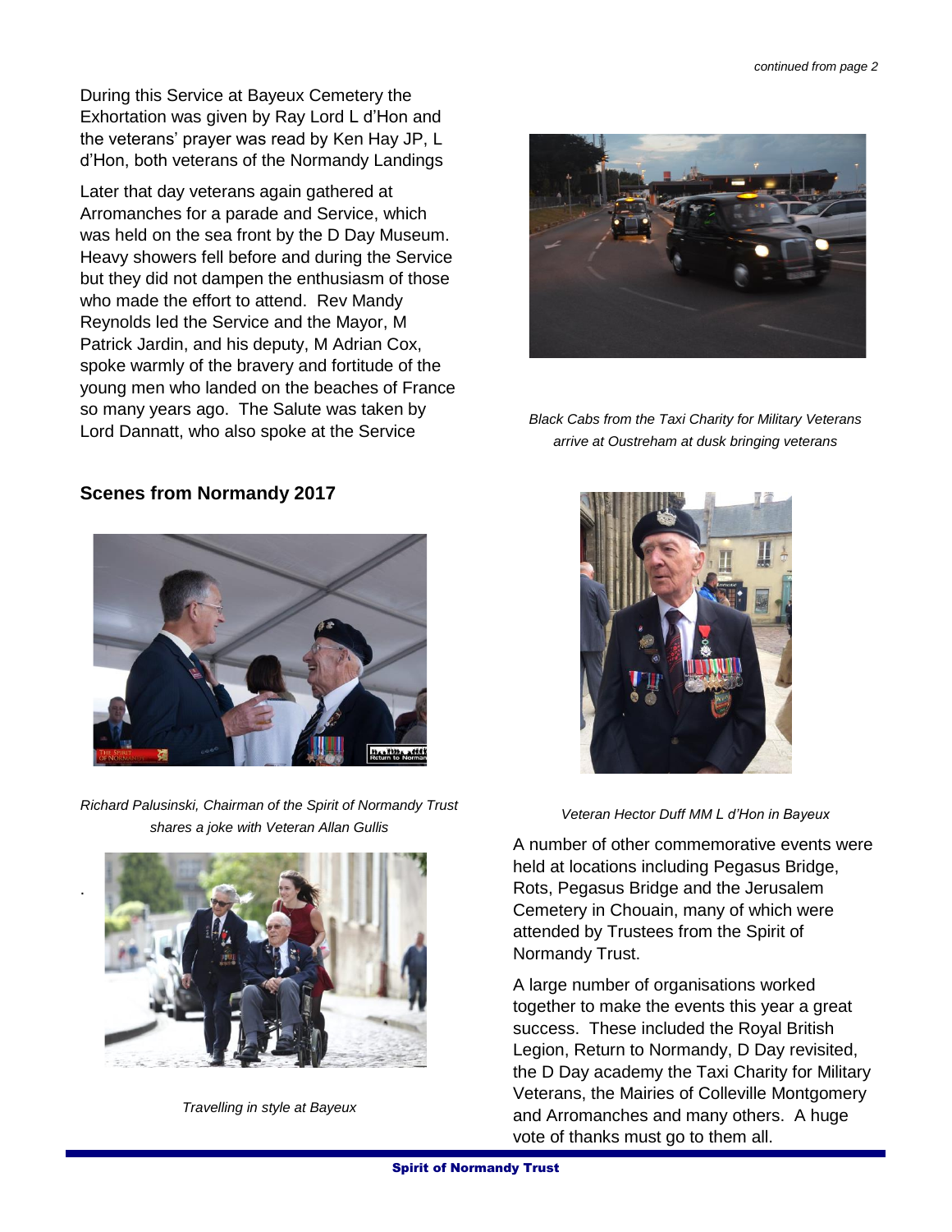*continued from page 2*

During this Service at Bayeux Cemetery the Exhortation was given by Ray Lord L d'Hon and the veterans' prayer was read by Ken Hay JP, L d'Hon, both veterans of the Normandy Landings

Later that day veterans again gathered at Arromanches for a parade and Service, which was held on the sea front by the D Day Museum. Heavy showers fell before and during the Service but they did not dampen the enthusiasm of those who made the effort to attend. Rev Mandy Reynolds led the Service and the Mayor, M Patrick Jardin, and his deputy, M Adrian Cox, spoke warmly of the bravery and fortitude of the young men who landed on the beaches of France so many years ago. The Salute was taken by Lord Dannatt, who also spoke at the Service

*Black Cabs from the Taxi Charity for Military Veterans arrive at Oustreham at dusk bringing veterans*

### Scenes from Normandy 2017

*Richard Palusinski, Chairman of the Spirit of Normandy Trust shares a joke with Veteran Allan Gullis*

*Travelling in style at Bayeux*

*Veteran Hector Duff MM L d'Hon in Bayeux*

A number of other commemorative events were held at locations including Pegasus Bridge, Rots, Pegasus Bridge and the Jerusalem Cemetery in Chouain, many of which were attended by Trustees from the Spirit of Normandy Trust.

A large number of organisations worked together to make the events this year a great success. These included the Royal British Legion, Return to Normandy, D Day revisited, the D Day academy the Taxi Charity for Military Veterans, the Mairies of Colleville Montgomery and Arromanches and many others. A huge vote of thanks must go to them all.